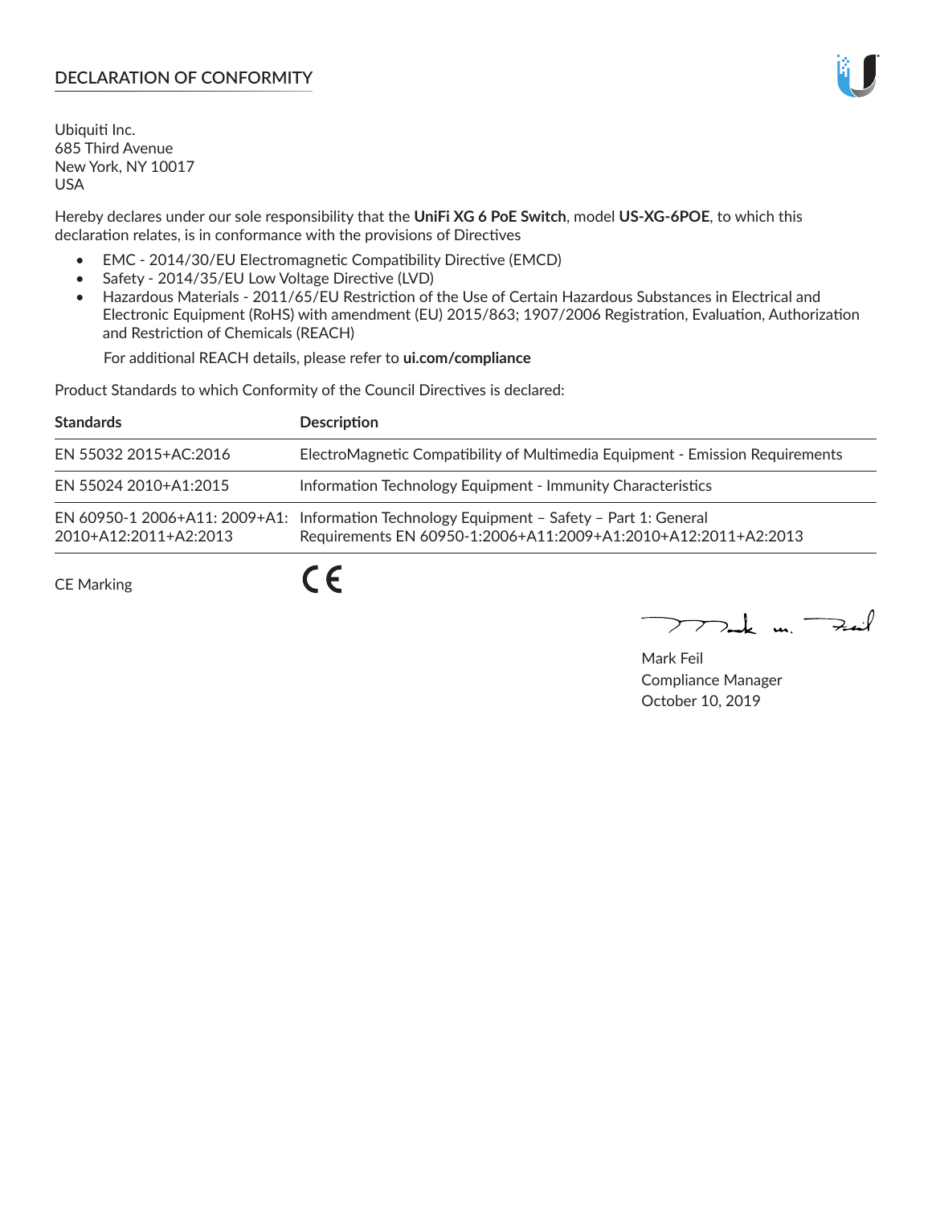## DECLARATION OF CONFORMITY

Ubiquiti Inc.
685 Third Avenue
New York, NY 10017
USA

Hereby declares under our sole responsibility that the **UniFi XG 6 PoE Switch**, model **US-XG-6POE**, to which this declaration relates, is in conformance with the provisions of Directives

- EMC - 2014/30/EU Electromagnetic Compatibility Directive (EMCD)
- Safety - 2014/35/EU Low Voltage Directive (LVD)
- Hazardous Materials - 2011/65/EU Restriction of the Use of Certain Hazardous Substances in Electrical and Electronic Equipment (RoHS) with amendment (EU) 2015/863; 1907/2006 Registration, Evaluation, Authorization and Restriction of Chemicals (REACH)

  For additional REACH details, please refer to **ui.com/compliance**

Product Standards to which Conformity of the Council Directives is declared:

| Standards | Description |
|---|---|
| EN 55032 2015+AC:2016 | ElectroMagnetic Compatibility of Multimedia Equipment - Emission Requirements |
| EN 55024 2010+A1:2015 | Information Technology Equipment - Immunity Characteristics |
| EN 60950-1 2006+A11: 2009+A1: 2010+A12:2011+A2:2013 | Information Technology Equipment – Safety – Part 1: General Requirements EN 60950-1:2006+A11:2009+A1:2010+A12:2011+A2:2013 |

CE Marking CE

Mark Feil
Compliance Manager
October 10, 2019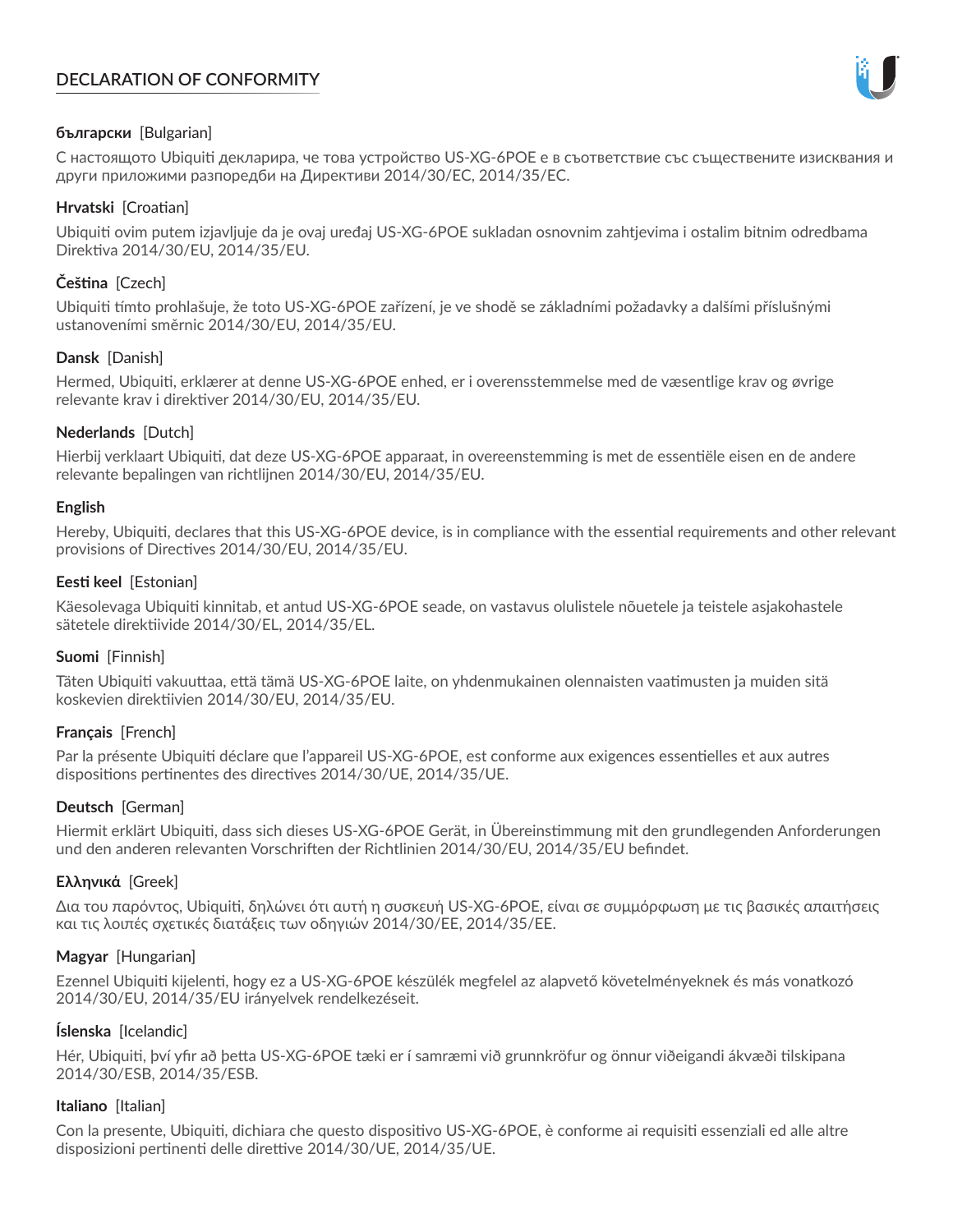# DECLARATION OF CONFORMITY

**български** [Bulgarian]

С настоящото Ubiquiti декларира, че това устройство US-XG-6POE е в съответствие със съществените изисквания и други приложими разпоредби на Директиви 2014/30/ЕС, 2014/35/ЕС.

**Hrvatski** [Croatian]

Ubiquiti ovim putem izjavljuje da je ovaj uređaj US-XG-6POE sukladan osnovnim zahtjevima i ostalim bitnim odredbama Direktiva 2014/30/EU, 2014/35/EU.

**Čeština** [Czech]

Ubiquiti tímto prohlašuje, že toto US-XG-6POE zařízení, je ve shodě se základními požadavky a dalšími příslušnými ustanoveními směrnic 2014/30/EU, 2014/35/EU.

**Dansk** [Danish]

Hermed, Ubiquiti, erklærer at denne US-XG-6POE enhed, er i overensstemmelse med de væsentlige krav og øvrige relevante krav i direktiver 2014/30/EU, 2014/35/EU.

**Nederlands** [Dutch]

Hierbij verklaart Ubiquiti, dat deze US-XG-6POE apparaat, in overeenstemming is met de essentiële eisen en de andere relevante bepalingen van richtlijnen 2014/30/EU, 2014/35/EU.

**English**

Hereby, Ubiquiti, declares that this US-XG-6POE device, is in compliance with the essential requirements and other relevant provisions of Directives 2014/30/EU, 2014/35/EU.

**Eesti keel** [Estonian]

Käesolevaga Ubiquiti kinnitab, et antud US-XG-6POE seade, on vastavus olulistele nõuetele ja teistele asjakohastele sätetele direktiivide 2014/30/EL, 2014/35/EL.

**Suomi** [Finnish]

Täten Ubiquiti vakuuttaa, että tämä US-XG-6POE laite, on yhdenmukainen olennaisten vaatimusten ja muiden sitä koskevien direktiivien 2014/30/EU, 2014/35/EU.

**Français** [French]

Par la présente Ubiquiti déclare que l'appareil US-XG-6POE, est conforme aux exigences essentielles et aux autres dispositions pertinentes des directives 2014/30/UE, 2014/35/UE.

**Deutsch** [German]

Hiermit erklärt Ubiquiti, dass sich dieses US-XG-6POE Gerät, in Übereinstimmung mit den grundlegenden Anforderungen und den anderen relevanten Vorschriften der Richtlinien 2014/30/EU, 2014/35/EU befindet.

**Ελληνικά** [Greek]

Δια του παρόντος, Ubiquiti, δηλώνει ότι αυτή η συσκευή US-XG-6POE, είναι σε συμμόρφωση με τις βασικές απαιτήσεις και τις λοιπές σχετικές διατάξεις των οδηγιών 2014/30/EE, 2014/35/EE.

**Magyar** [Hungarian]

Ezennel Ubiquiti kijelenti, hogy ez a US-XG-6POE készülék megfelel az alapvető követelményeknek és más vonatkozó 2014/30/EU, 2014/35/EU irányelvek rendelkezéseit.

**Íslenska** [Icelandic]

Hér, Ubiquiti, því yfir að þetta US-XG-6POE tæki er í samræmi við grunnkröfur og önnur viðeigandi ákvæði tilskipana 2014/30/ESB, 2014/35/ESB.

**Italiano** [Italian]

Con la presente, Ubiquiti, dichiara che questo dispositivo US-XG-6POE, è conforme ai requisiti essenziali ed alle altre disposizioni pertinenti delle direttive 2014/30/UE, 2014/35/UE.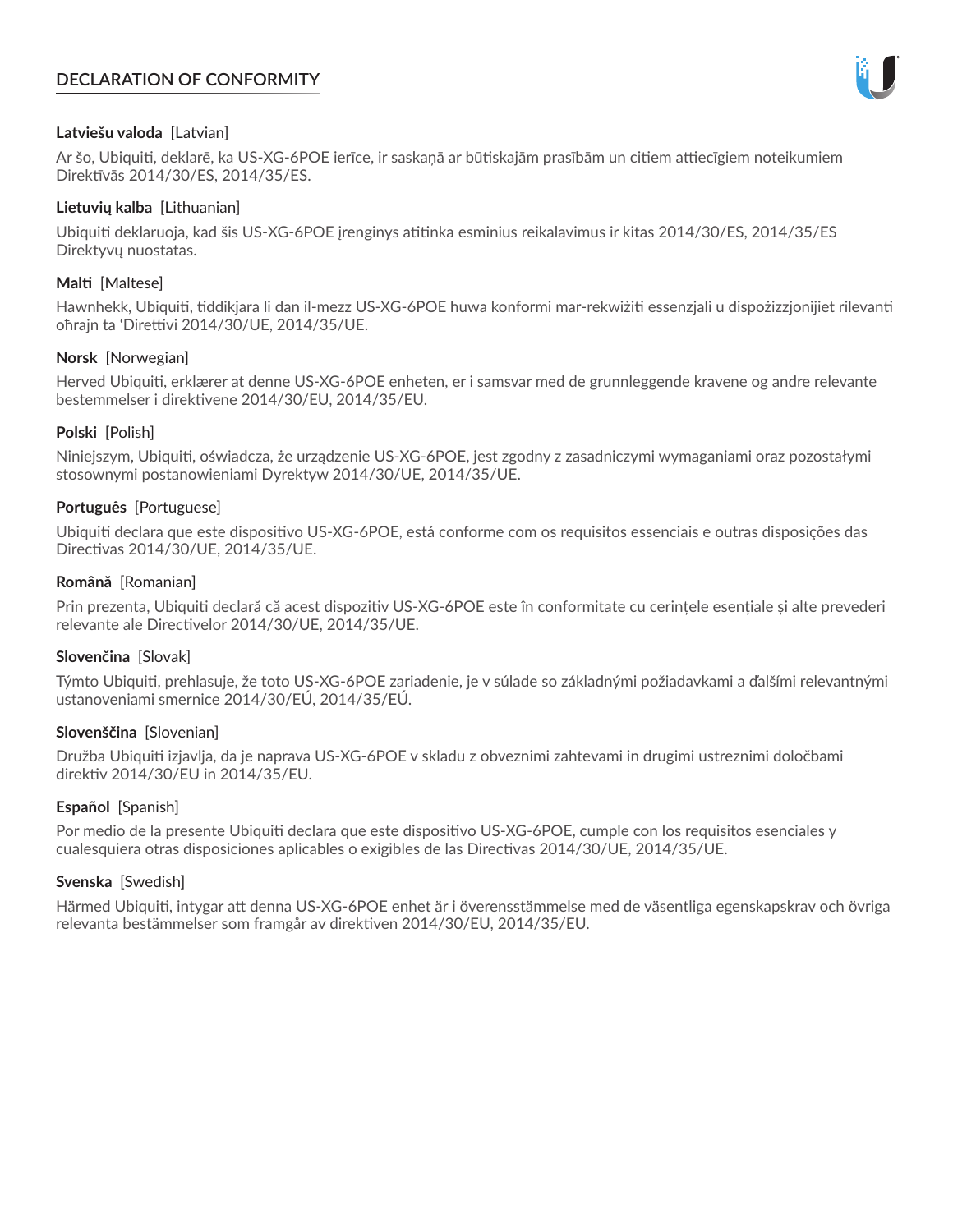# DECLARATION OF CONFORMITY

**Latviešu valoda** [Latvian]

Ar šo, Ubiquiti, deklarē, ka US-XG-6POE ierīce, ir saskaņā ar būtiskajām prasībām un citiem attiecīgiem noteikumiem Direktīvās 2014/30/ES, 2014/35/ES.

**Lietuvių kalba** [Lithuanian]

Ubiquiti deklaruoja, kad šis US-XG-6POE įrenginys atitinka esminius reikalavimus ir kitas 2014/30/ES, 2014/35/ES Direktyvų nuostatas.

**Malti** [Maltese]

Hawnhekk, Ubiquiti, tiddikjara li dan il-mezz US-XG-6POE huwa konformi mar-rekwiżiti essenzjali u dispożizzjonijiet rilevanti oħrajn ta 'Direttivi 2014/30/UE, 2014/35/UE.

**Norsk** [Norwegian]

Herved Ubiquiti, erklærer at denne US-XG-6POE enheten, er i samsvar med de grunnleggende kravene og andre relevante bestemmelser i direktivene 2014/30/EU, 2014/35/EU.

**Polski** [Polish]

Niniejszym, Ubiquiti, oświadcza, że urządzenie US-XG-6POE, jest zgodny z zasadniczymi wymaganiami oraz pozostałymi stosownymi postanowieniami Dyrektyw 2014/30/UE, 2014/35/UE.

**Português** [Portuguese]

Ubiquiti declara que este dispositivo US-XG-6POE, está conforme com os requisitos essenciais e outras disposições das Directivas 2014/30/UE, 2014/35/UE.

**Română** [Romanian]

Prin prezenta, Ubiquiti declară că acest dispozitiv US-XG-6POE este în conformitate cu cerințele esențiale și alte prevederi relevante ale Directivelor 2014/30/UE, 2014/35/UE.

**Slovenčina** [Slovak]

Týmto Ubiquiti, prehlasuje, že toto US-XG-6POE zariadenie, je v súlade so základnými požiadavkami a ďalšími relevantnými ustanoveniami smernice 2014/30/EÚ, 2014/35/EÚ.

**Slovenščina** [Slovenian]

Družba Ubiquiti izjavlja, da je naprava US-XG-6POE v skladu z obveznimi zahtevami in drugimi ustreznimi določbami direktiv 2014/30/EU in 2014/35/EU.

**Español** [Spanish]

Por medio de la presente Ubiquiti declara que este dispositivo US-XG-6POE, cumple con los requisitos esenciales y cualesquiera otras disposiciones aplicables o exigibles de las Directivas 2014/30/UE, 2014/35/UE.

**Svenska** [Swedish]

Härmed Ubiquiti, intygar att denna US-XG-6POE enhet är i överensstämmelse med de väsentliga egenskapskrav och övriga relevanta bestämmelser som framgår av direktiven 2014/30/EU, 2014/35/EU.